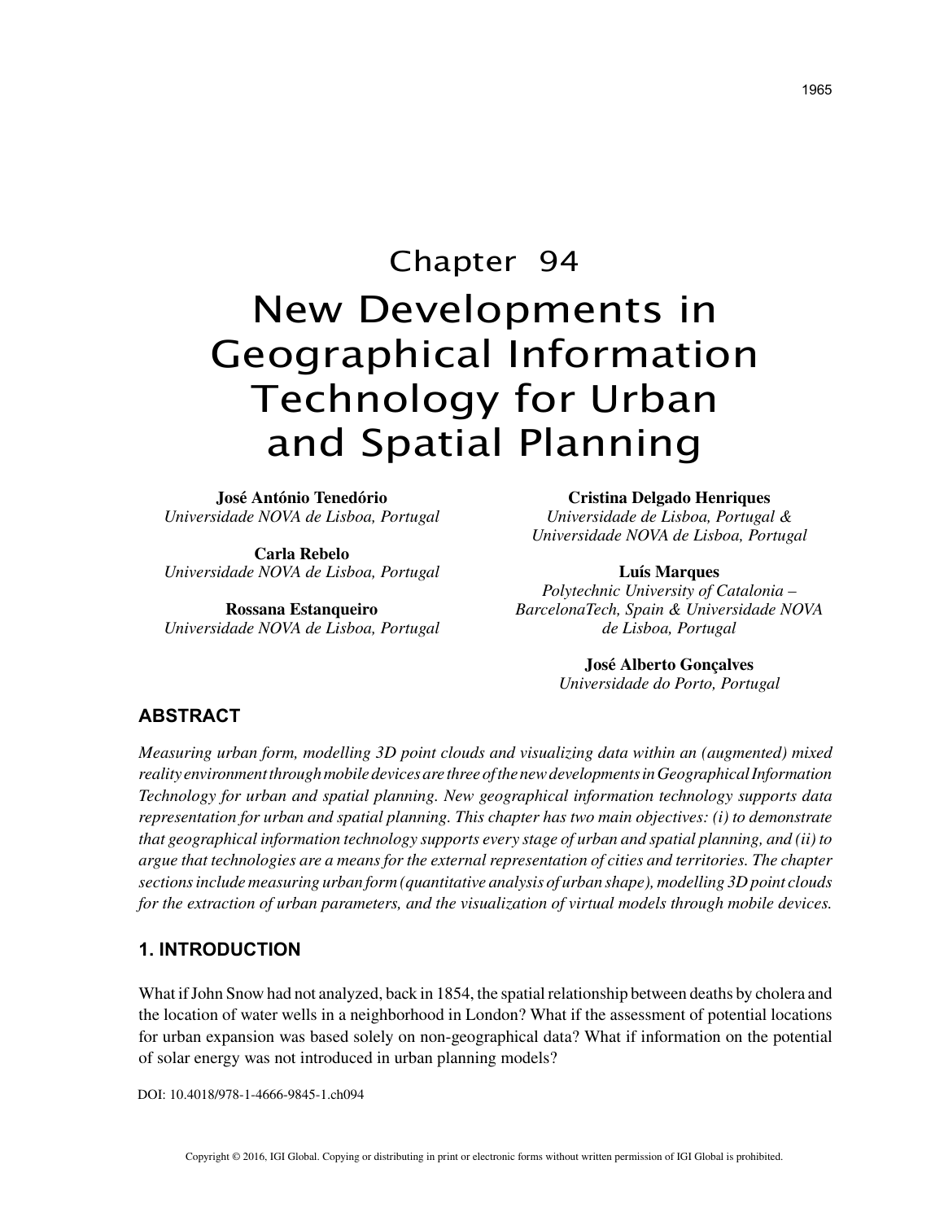# Chapter 94
# New Developments in Geographical Information Technology for Urban and Spatial Planning

**José António Tenedório**
*Universidade NOVA de Lisboa, Portugal*

**Carla Rebelo**
*Universidade NOVA de Lisboa, Portugal*

**Rossana Estanqueiro**
*Universidade NOVA de Lisboa, Portugal*

**Cristina Delgado Henriques**
*Universidade de Lisboa, Portugal & Universidade NOVA de Lisboa, Portugal*

**Luís Marques**
*Polytechnic University of Catalonia – BarcelonaTech, Spain & Universidade NOVA de Lisboa, Portugal*

**José Alberto Gonçalves**
*Universidade do Porto, Portugal*

## ABSTRACT

*Measuring urban form, modelling 3D point clouds and visualizing data within an (augmented) mixed reality environment through mobile devices are three of the new developments in Geographical Information Technology for urban and spatial planning. New geographical information technology supports data representation for urban and spatial planning. This chapter has two main objectives: (i) to demonstrate that geographical information technology supports every stage of urban and spatial planning, and (ii) to argue that technologies are a means for the external representation of cities and territories. The chapter sections include measuring urban form (quantitative analysis of urban shape), modelling 3D point clouds for the extraction of urban parameters, and the visualization of virtual models through mobile devices.*

## 1. INTRODUCTION

What if John Snow had not analyzed, back in 1854, the spatial relationship between deaths by cholera and the location of water wells in a neighborhood in London? What if the assessment of potential locations for urban expansion was based solely on non-geographical data? What if information on the potential of solar energy was not introduced in urban planning models?

DOI: 10.4018/978-1-4666-9845-1.ch094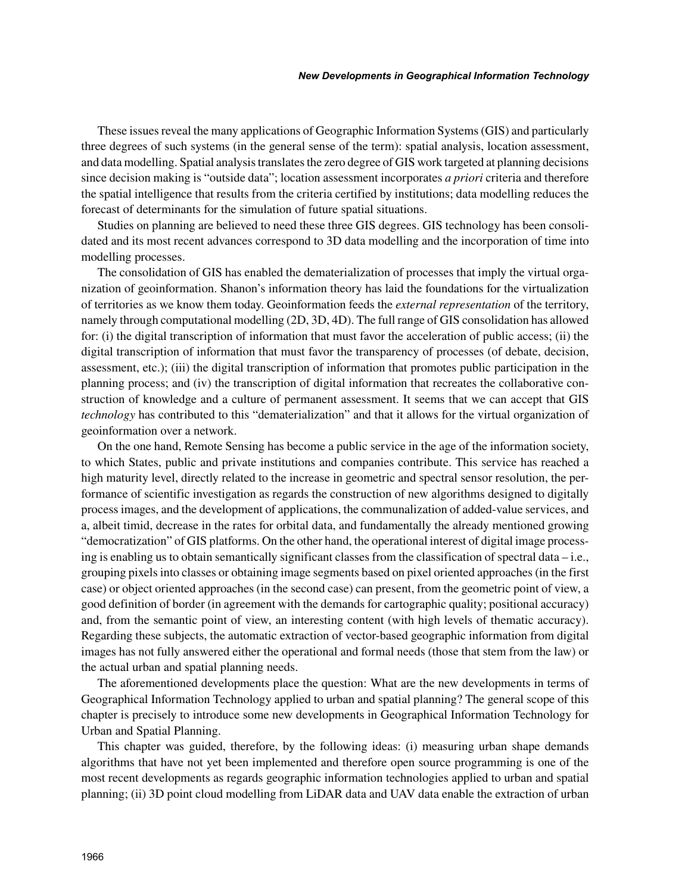These issues reveal the many applications of Geographic Information Systems (GIS) and particularly three degrees of such systems (in the general sense of the term): spatial analysis, location assessment, and data modelling. Spatial analysis translates the zero degree of GIS work targeted at planning decisions since decision making is "outside data"; location assessment incorporates *a priori* criteria and therefore the spatial intelligence that results from the criteria certified by institutions; data modelling reduces the forecast of determinants for the simulation of future spatial situations.

Studies on planning are believed to need these three GIS degrees. GIS technology has been consolidated and its most recent advances correspond to 3D data modelling and the incorporation of time into modelling processes.

The consolidation of GIS has enabled the dematerialization of processes that imply the virtual organization of geoinformation. Shanon's information theory has laid the foundations for the virtualization of territories as we know them today. Geoinformation feeds the *external representation* of the territory, namely through computational modelling (2D, 3D, 4D). The full range of GIS consolidation has allowed for: (i) the digital transcription of information that must favor the acceleration of public access; (ii) the digital transcription of information that must favor the transparency of processes (of debate, decision, assessment, etc.); (iii) the digital transcription of information that promotes public participation in the planning process; and (iv) the transcription of digital information that recreates the collaborative construction of knowledge and a culture of permanent assessment. It seems that we can accept that GIS *technology* has contributed to this "dematerialization" and that it allows for the virtual organization of geoinformation over a network.

On the one hand, Remote Sensing has become a public service in the age of the information society, to which States, public and private institutions and companies contribute. This service has reached a high maturity level, directly related to the increase in geometric and spectral sensor resolution, the performance of scientific investigation as regards the construction of new algorithms designed to digitally process images, and the development of applications, the communalization of added-value services, and a, albeit timid, decrease in the rates for orbital data, and fundamentally the already mentioned growing "democratization" of GIS platforms. On the other hand, the operational interest of digital image processing is enabling us to obtain semantically significant classes from the classification of spectral data – i.e., grouping pixels into classes or obtaining image segments based on pixel oriented approaches (in the first case) or object oriented approaches (in the second case) can present, from the geometric point of view, a good definition of border (in agreement with the demands for cartographic quality; positional accuracy) and, from the semantic point of view, an interesting content (with high levels of thematic accuracy). Regarding these subjects, the automatic extraction of vector-based geographic information from digital images has not fully answered either the operational and formal needs (those that stem from the law) or the actual urban and spatial planning needs.

The aforementioned developments place the question: What are the new developments in terms of Geographical Information Technology applied to urban and spatial planning? The general scope of this chapter is precisely to introduce some new developments in Geographical Information Technology for Urban and Spatial Planning.

This chapter was guided, therefore, by the following ideas: (i) measuring urban shape demands algorithms that have not yet been implemented and therefore open source programming is one of the most recent developments as regards geographic information technologies applied to urban and spatial planning; (ii) 3D point cloud modelling from LiDAR data and UAV data enable the extraction of urban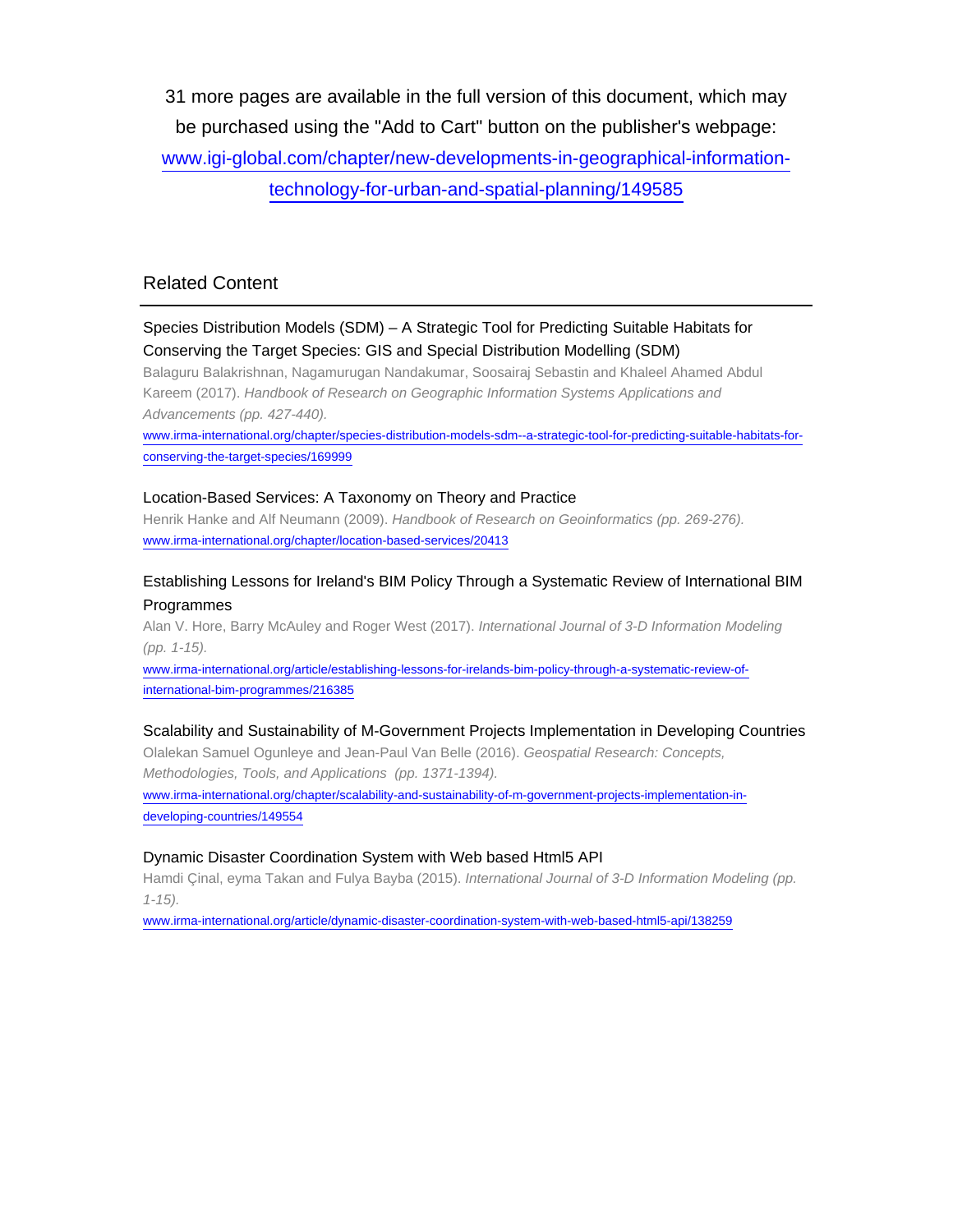31 more pages are available in the full version of this document, which may be purchased using the "Add to Cart" button on the publisher's webpage: [www.igi-global.com/chapter/new-developments-in-geographical-information-technology-for-urban-and-spatial-planning/149585](www.igi-global.com/chapter/new-developments-in-geographical-information-technology-for-urban-and-spatial-planning/149585)

## Related Content

Species Distribution Models (SDM) – A Strategic Tool for Predicting Suitable Habitats for Conserving the Target Species: GIS and Special Distribution Modelling (SDM)
Balaguru Balakrishnan, Nagamurugan Nandakumar, Soosairaj Sebastin and Khaleel Ahamed Abdul Kareem (2017). *Handbook of Research on Geographic Information Systems Applications and Advancements (pp. 427-440).*
[www.irma-international.org/chapter/species-distribution-models-sdm--a-strategic-tool-for-predicting-suitable-habitats-for-conserving-the-target-species/169999](www.irma-international.org/chapter/species-distribution-models-sdm--a-strategic-tool-for-predicting-suitable-habitats-for-conserving-the-target-species/169999)

Location-Based Services: A Taxonomy on Theory and Practice
Henrik Hanke and Alf Neumann (2009). *Handbook of Research on Geoinformatics (pp. 269-276).*
[www.irma-international.org/chapter/location-based-services/20413](www.irma-international.org/chapter/location-based-services/20413)

Establishing Lessons for Ireland's BIM Policy Through a Systematic Review of International BIM Programmes
Alan V. Hore, Barry McAuley and Roger West (2017). *International Journal of 3-D Information Modeling (pp. 1-15).*
[www.irma-international.org/article/establishing-lessons-for-irelands-bim-policy-through-a-systematic-review-of-international-bim-programmes/216385](www.irma-international.org/article/establishing-lessons-for-irelands-bim-policy-through-a-systematic-review-of-international-bim-programmes/216385)

Scalability and Sustainability of M-Government Projects Implementation in Developing Countries
Olalekan Samuel Ogunleye and Jean-Paul Van Belle (2016). *Geospatial Research: Concepts, Methodologies, Tools, and Applications (pp. 1371-1394).*
[www.irma-international.org/chapter/scalability-and-sustainability-of-m-government-projects-implementation-in-developing-countries/149554](www.irma-international.org/chapter/scalability-and-sustainability-of-m-government-projects-implementation-in-developing-countries/149554)

Dynamic Disaster Coordination System with Web based Html5 API
Hamdi Çinal, eyma Takan and Fulya Bayba (2015). *International Journal of 3-D Information Modeling (pp. 1-15).*
[www.irma-international.org/article/dynamic-disaster-coordination-system-with-web-based-html5-api/138259](www.irma-international.org/article/dynamic-disaster-coordination-system-with-web-based-html5-api/138259)